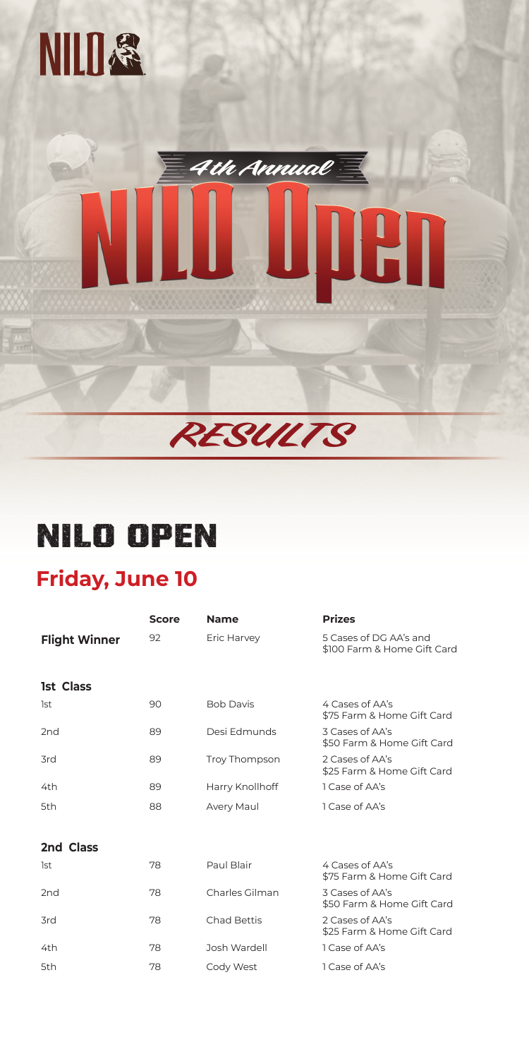# NILO

## 4th Annual

# NILO Open

## RESULTS

# NILO OPEN

## Friday, June 10

| | Score | Name | Prizes |
|---|---|---|---|
| **Flight Winner** | 92 | Eric Harvey | 5 Cases of DG AA's and $100 Farm & Home Gift Card |
| **1st Class** | | | |
| 1st | 90 | Bob Davis | 4 Cases of AA's $75 Farm & Home Gift Card |
| 2nd | 89 | Desi Edmunds | 3 Cases of AA's $50 Farm & Home Gift Card |
| 3rd | 89 | Troy Thompson | 2 Cases of AA's $25 Farm & Home Gift Card |
| 4th | 89 | Harry Knollhoff | 1 Case of AA's |
| 5th | 88 | Avery Maul | 1 Case of AA's |
| **2nd Class** | | | |
| 1st | 78 | Paul Blair | 4 Cases of AA's $75 Farm & Home Gift Card |
| 2nd | 78 | Charles Gilman | 3 Cases of AA's $50 Farm & Home Gift Card |
| 3rd | 78 | Chad Bettis | 2 Cases of AA's $25 Farm & Home Gift Card |
| 4th | 78 | Josh Wardell | 1 Case of AA's |
| 5th | 78 | Cody West | 1 Case of AA's |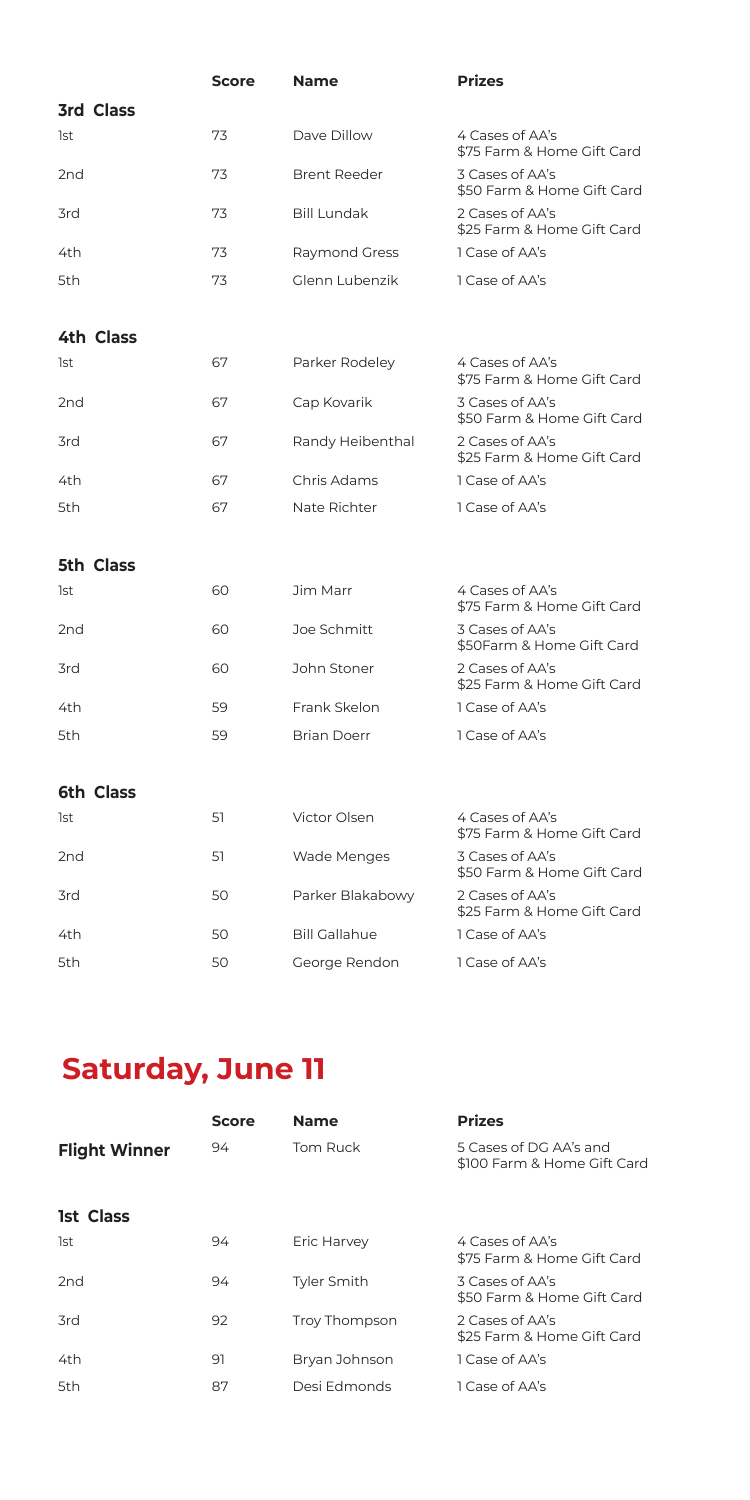| | Score | Name | Prizes |
|---|---|---|---|
| **3rd Class** | | | |
| 1st | 73 | Dave Dillow | 4 Cases of AA's<br>$75 Farm & Home Gift Card |
| 2nd | 73 | Brent Reeder | 3 Cases of AA's<br>$50 Farm & Home Gift Card |
| 3rd | 73 | Bill Lundak | 2 Cases of AA's<br>$25 Farm & Home Gift Card |
| 4th | 73 | Raymond Gress | 1 Case of AA's |
| 5th | 73 | Glenn Lubenzik | 1 Case of AA's |
| **4th Class** | | | |
| 1st | 67 | Parker Rodeley | 4 Cases of AA's<br>$75 Farm & Home Gift Card |
| 2nd | 67 | Cap Kovarik | 3 Cases of AA's<br>$50 Farm & Home Gift Card |
| 3rd | 67 | Randy Heibenthal | 2 Cases of AA's<br>$25 Farm & Home Gift Card |
| 4th | 67 | Chris Adams | 1 Case of AA's |
| 5th | 67 | Nate Richter | 1 Case of AA's |
| **5th Class** | | | |
| 1st | 60 | Jim Marr | 4 Cases of AA's<br>$75 Farm & Home Gift Card |
| 2nd | 60 | Joe Schmitt | 3 Cases of AA's<br>$50Farm & Home Gift Card |
| 3rd | 60 | John Stoner | 2 Cases of AA's<br>$25 Farm & Home Gift Card |
| 4th | 59 | Frank Skelon | 1 Case of AA's |
| 5th | 59 | Brian Doerr | 1 Case of AA's |
| **6th Class** | | | |
| 1st | 51 | Victor Olsen | 4 Cases of AA's<br>$75 Farm & Home Gift Card |
| 2nd | 51 | Wade Menges | 3 Cases of AA's<br>$50 Farm & Home Gift Card |
| 3rd | 50 | Parker Blakabowy | 2 Cases of AA's<br>$25 Farm & Home Gift Card |
| 4th | 50 | Bill Gallahue | 1 Case of AA's |
| 5th | 50 | George Rendon | 1 Case of AA's |

## Saturday, June 11

| | Score | Name | Prizes |
|---|---|---|---|
| **Flight Winner** | 94 | Tom Ruck | 5 Cases of DG AA's and<br>$100 Farm & Home Gift Card |
| **1st Class** | | | |
| 1st | 94 | Eric Harvey | 4 Cases of AA's<br>$75 Farm & Home Gift Card |
| 2nd | 94 | Tyler Smith | 3 Cases of AA's<br>$50 Farm & Home Gift Card |
| 3rd | 92 | Troy Thompson | 2 Cases of AA's<br>$25 Farm & Home Gift Card |
| 4th | 91 | Bryan Johnson | 1 Case of AA's |
| 5th | 87 | Desi Edmonds | 1 Case of AA's |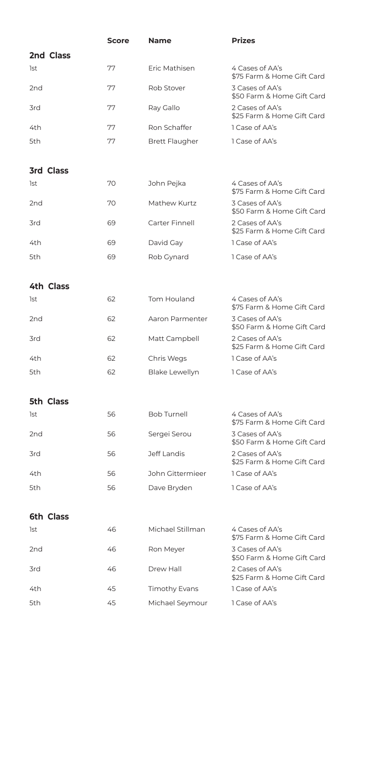| | Score | Name | Prizes |
|---|---|---|---|
| **2nd Class** | | | |
| 1st | 77 | Eric Mathisen | 4 Cases of AA's<br>$75 Farm & Home Gift Card |
| 2nd | 77 | Rob Stover | 3 Cases of AA's<br>$50 Farm & Home Gift Card |
| 3rd | 77 | Ray Gallo | 2 Cases of AA's<br>$25 Farm & Home Gift Card |
| 4th | 77 | Ron Schaffer | 1 Case of AA's |
| 5th | 77 | Brett Flaugher | 1 Case of AA's |
| **3rd Class** | | | |
| 1st | 70 | John Pejka | 4 Cases of AA's<br>$75 Farm & Home Gift Card |
| 2nd | 70 | Mathew Kurtz | 3 Cases of AA's<br>$50 Farm & Home Gift Card |
| 3rd | 69 | Carter Finnell | 2 Cases of AA's<br>$25 Farm & Home Gift Card |
| 4th | 69 | David Gay | 1 Case of AA's |
| 5th | 69 | Rob Gynard | 1 Case of AA's |
| **4th Class** | | | |
| 1st | 62 | Tom Houland | 4 Cases of AA's<br>$75 Farm & Home Gift Card |
| 2nd | 62 | Aaron Parmenter | 3 Cases of AA's<br>$50 Farm & Home Gift Card |
| 3rd | 62 | Matt Campbell | 2 Cases of AA's<br>$25 Farm & Home Gift Card |
| 4th | 62 | Chris Wegs | 1 Case of AA's |
| 5th | 62 | Blake Lewellyn | 1 Case of AA's |
| **5th Class** | | | |
| 1st | 56 | Bob Turnell | 4 Cases of AA's<br>$75 Farm & Home Gift Card |
| 2nd | 56 | Sergei Serou | 3 Cases of AA's<br>$50 Farm & Home Gift Card |
| 3rd | 56 | Jeff Landis | 2 Cases of AA's<br>$25 Farm & Home Gift Card |
| 4th | 56 | John Gittermieer | 1 Case of AA's |
| 5th | 56 | Dave Bryden | 1 Case of AA's |
| **6th Class** | | | |
| 1st | 46 | Michael Stillman | 4 Cases of AA's<br>$75 Farm & Home Gift Card |
| 2nd | 46 | Ron Meyer | 3 Cases of AA's<br>$50 Farm & Home Gift Card |
| 3rd | 46 | Drew Hall | 2 Cases of AA's<br>$25 Farm & Home Gift Card |
| 4th | 45 | Timothy Evans | 1 Case of AA's |
| 5th | 45 | Michael Seymour | 1 Case of AA's |